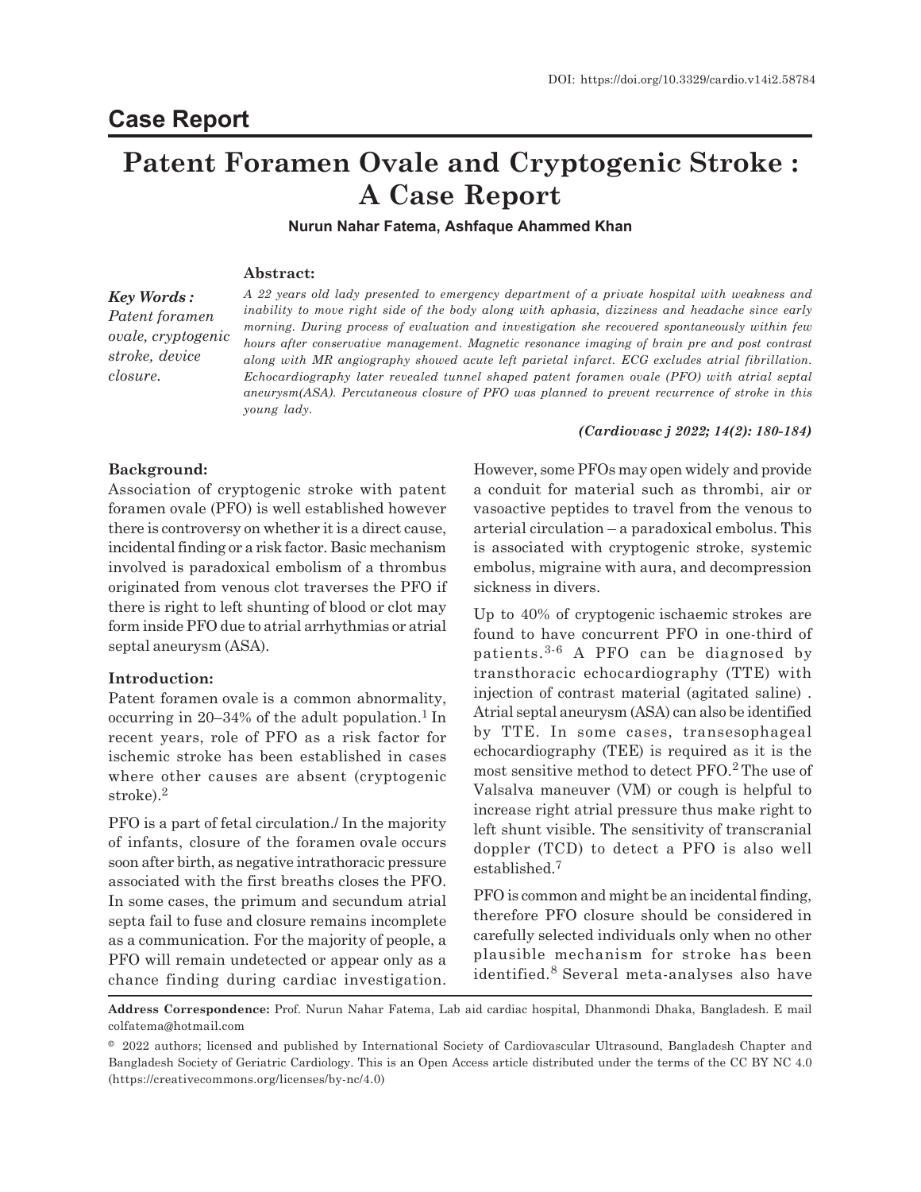DOI: https://doi.org/10.3329/cardio.v14i2.58784

## Case Report

# Patent Foramen Ovale and Cryptogenic Stroke : A Case Report

**Nurun Nahar Fatema, Ashfaque Ahammed Khan**

**Abstract:**

***Key Words :*** *Patent foramen ovale, cryptogenic stroke, device closure.*

*A 22 years old lady presented to emergency department of a private hospital with weakness and inability to move right side of the body along with aphasia, dizziness and headache since early morning. During process of evaluation and investigation she recovered spontaneously within few hours after conservative management. Magnetic resonance imaging of brain pre and post contrast along with MR angiography showed acute left parietal infarct. ECG excludes atrial fibrillation. Echocardiography later revealed tunnel shaped patent foramen ovale (PFO) with atrial septal aneurysm(ASA). Percutaneous closure of PFO was planned to prevent recurrence of stroke in this young lady.*

***(Cardiovasc j 2022; 14(2): 180-184)***

### Background:

Association of cryptogenic stroke with patent foramen ovale (PFO) is well established however there is controversy on whether it is a direct cause, incidental finding or a risk factor. Basic mechanism involved is paradoxical embolism of a thrombus originated from venous clot traverses the PFO if there is right to left shunting of blood or clot may form inside PFO due to atrial arrhythmias or atrial septal aneurysm (ASA).

### Introduction:

Patent foramen ovale is a common abnormality, occurring in 20–34% of the adult population.[1] In recent years, role of PFO as a risk factor for ischemic stroke has been established in cases where other causes are absent (cryptogenic stroke).[2]

PFO is a part of fetal circulation./ In the majority of infants, closure of the foramen ovale occurs soon after birth, as negative intrathoracic pressure associated with the first breaths closes the PFO. In some cases, the primum and secundum atrial septa fail to fuse and closure remains incomplete as a communication. For the majority of people, a PFO will remain undetected or appear only as a chance finding during cardiac investigation. However, some PFOs may open widely and provide a conduit for material such as thrombi, air or vasoactive peptides to travel from the venous to arterial circulation – a paradoxical embolus. This is associated with cryptogenic stroke, systemic embolus, migraine with aura, and decompression sickness in divers.

Up to 40% of cryptogenic ischaemic strokes are found to have concurrent PFO in one-third of patients.[3-6] A PFO can be diagnosed by transthoracic echocardiography (TTE) with injection of contrast material (agitated saline) . Atrial septal aneurysm (ASA) can also be identified by TTE. In some cases, transesophageal echocardiography (TEE) is required as it is the most sensitive method to detect PFO.[2] The use of Valsalva maneuver (VM) or cough is helpful to increase right atrial pressure thus make right to left shunt visible. The sensitivity of transcranial doppler (TCD) to detect a PFO is also well established.[7]

PFO is common and might be an incidental finding, therefore PFO closure should be considered in carefully selected individuals only when no other plausible mechanism for stroke has been identified.[8] Several meta-analyses also have

---

**Address Correspondence:** Prof. Nurun Nahar Fatema, Lab aid cardiac hospital, Dhanmondi Dhaka, Bangladesh. E mail colfatema@hotmail.com

© 2022 authors; licensed and published by International Society of Cardiovascular Ultrasound, Bangladesh Chapter and Bangladesh Society of Geriatric Cardiology. This is an Open Access article distributed under the terms of the CC BY NC 4.0 (https://creativecommons.org/licenses/by-nc/4.0)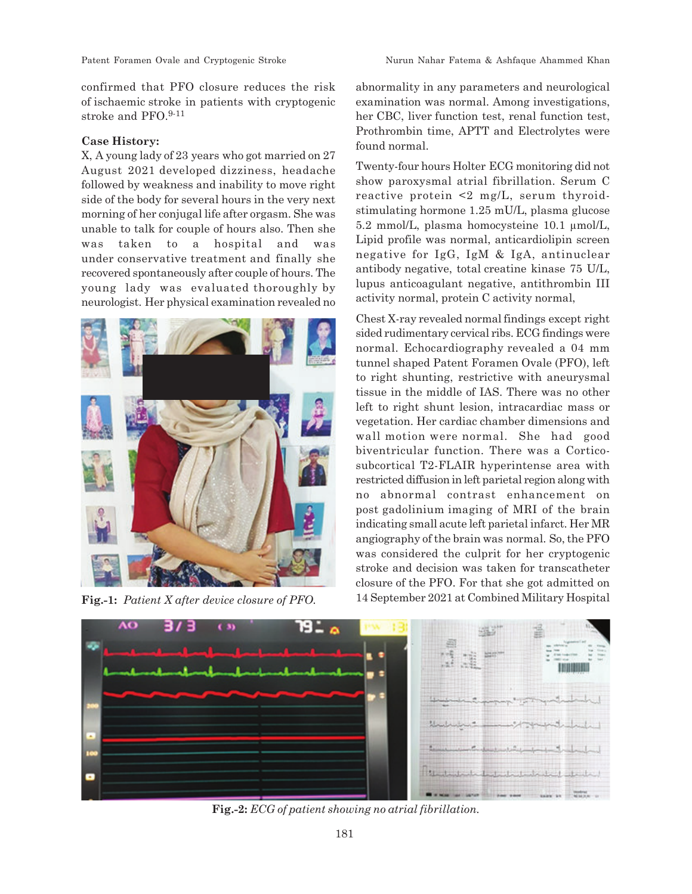confirmed that PFO closure reduces the risk of ischaemic stroke in patients with cryptogenic stroke and PFO.[9-11]

**Case History:**

X, A young lady of 23 years who got married on 27 August 2021 developed dizziness, headache followed by weakness and inability to move right side of the body for several hours in the very next morning of her conjugal life after orgasm. She was unable to talk for couple of hours also. Then she was taken to a hospital and was under conservative treatment and finally she recovered spontaneously after couple of hours. The young lady was evaluated thoroughly by neurologist. Her physical examination revealed no abnormality in any parameters and neurological examination was normal. Among investigations, her CBC, liver function test, renal function test, Prothrombin time, APTT and Electrolytes were found normal.

Fig.-1: *Patient X after device closure of PFO.*

Twenty-four hours Holter ECG monitoring did not show paroxysmal atrial fibrillation. Serum C reactive protein <2 mg/L, serum thyroid-stimulating hormone 1.25 mU/L, plasma glucose 5.2 mmol/L, plasma homocysteine 10.1 μmol/L, Lipid profile was normal, anticardiolipin screen negative for IgG, IgM & IgA, antinuclear antibody negative, total creatine kinase 75 U/L, lupus anticoagulant negative, antithrombin III activity normal, protein C activity normal,

Chest X-ray revealed normal findings except right sided rudimentary cervical ribs. ECG findings were normal. Echocardiography revealed a 04 mm tunnel shaped Patent Foramen Ovale (PFO), left to right shunting, restrictive with aneurysmal tissue in the middle of IAS. There was no other left to right shunt lesion, intracardiac mass or vegetation. Her cardiac chamber dimensions and wall motion were normal. She had good biventricular function. There was a Cortico-subcortical T2-FLAIR hyperintense area with restricted diffusion in left parietal region along with no abnormal contrast enhancement on post gadolinium imaging of MRI of the brain indicating small acute left parietal infarct. Her MR angiography of the brain was normal. So, the PFO was considered the culprit for her cryptogenic stroke and decision was taken for transcatheter closure of the PFO. For that she got admitted on 14 September 2021 at Combined Military Hospital

Fig.-2: *ECG of patient showing no atrial fibrillation.*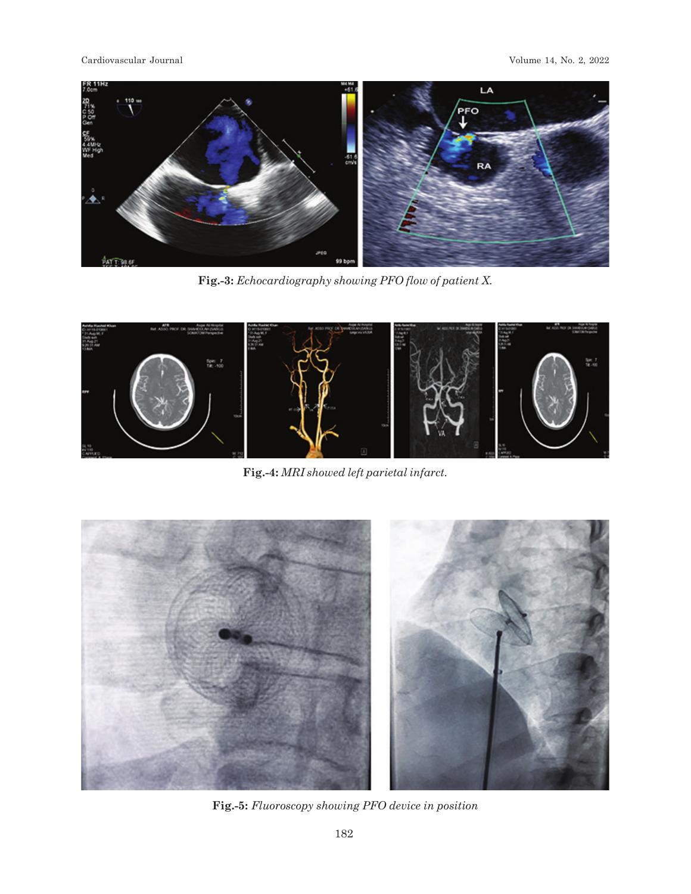Fig.-3: *Echocardiography showing PFO flow of patient X.*

Fig.-4: *MRI showed left parietal infarct.*

Fig.-5: *Fluoroscopy showing PFO device in position*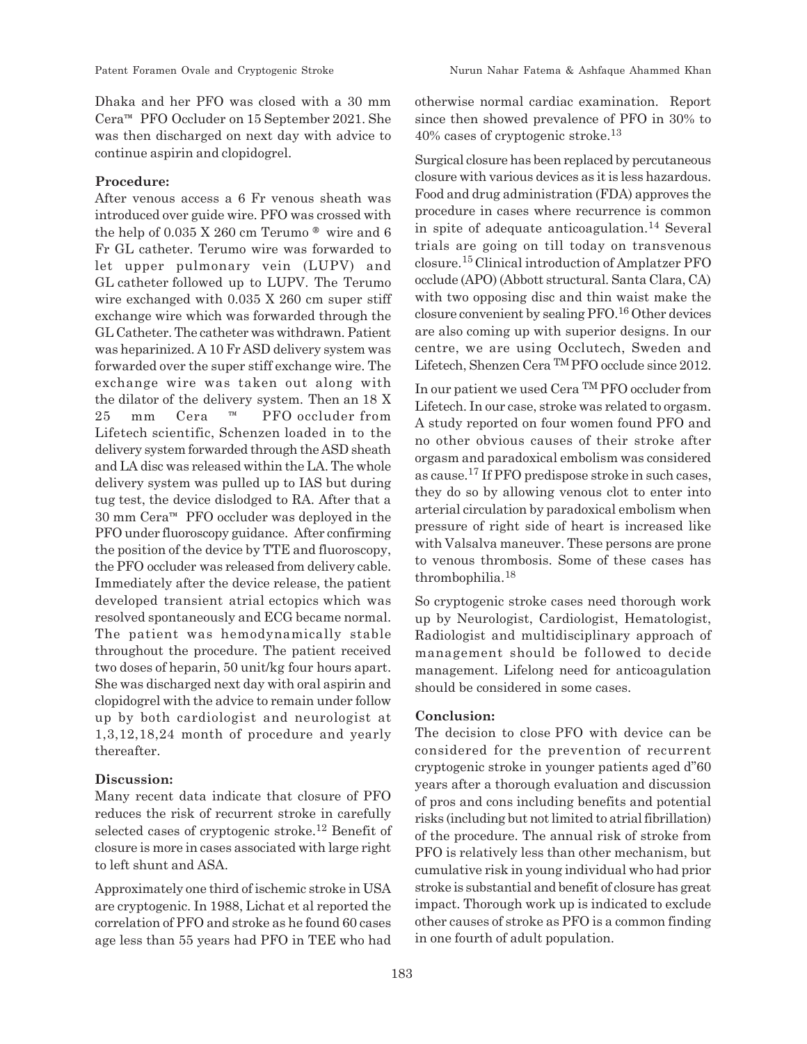Dhaka and her PFO was closed with a 30 mm Cera™ PFO Occluder on 15 September 2021. She was then discharged on next day with advice to continue aspirin and clopidogrel.

**Procedure:**

After venous access a 6 Fr venous sheath was introduced over guide wire. PFO was crossed with the help of 0.035 X 260 cm Terumo ® wire and 6 Fr GL catheter. Terumo wire was forwarded to let upper pulmonary vein (LUPV) and GL catheter followed up to LUPV. The Terumo wire exchanged with 0.035 X 260 cm super stiff exchange wire which was forwarded through the GL Catheter. The catheter was withdrawn. Patient was heparinized. A 10 Fr ASD delivery system was forwarded over the super stiff exchange wire. The exchange wire was taken out along with the dilator of the delivery system. Then an 18 X 25 mm Cera ™ PFO occluder from Lifetech scientific, Schenzen loaded in to the delivery system forwarded through the ASD sheath and LA disc was released within the LA. The whole delivery system was pulled up to IAS but during tug test, the device dislodged to RA. After that a 30 mm Cera™ PFO occluder was deployed in the PFO under fluoroscopy guidance. After confirming the position of the device by TTE and fluoroscopy, the PFO occluder was released from delivery cable. Immediately after the device release, the patient developed transient atrial ectopics which was resolved spontaneously and ECG became normal. The patient was hemodynamically stable throughout the procedure. The patient received two doses of heparin, 50 unit/kg four hours apart. She was discharged next day with oral aspirin and clopidogrel with the advice to remain under follow up by both cardiologist and neurologist at 1,3,12,18,24 month of procedure and yearly thereafter.

**Discussion:**

Many recent data indicate that closure of PFO reduces the risk of recurrent stroke in carefully selected cases of cryptogenic stroke.[12] Benefit of closure is more in cases associated with large right to left shunt and ASA.

Approximately one third of ischemic stroke in USA are cryptogenic. In 1988, Lichat et al reported the correlation of PFO and stroke as he found 60 cases age less than 55 years had PFO in TEE who had otherwise normal cardiac examination. Report since then showed prevalence of PFO in 30% to 40% cases of cryptogenic stroke.[13]

Surgical closure has been replaced by percutaneous closure with various devices as it is less hazardous. Food and drug administration (FDA) approves the procedure in cases where recurrence is common in spite of adequate anticoagulation.[14] Several trials are going on till today on transvenous closure.[15] Clinical introduction of Amplatzer PFO occlude (APO) (Abbott structural. Santa Clara, CA) with two opposing disc and thin waist make the closure convenient by sealing PFO.[16] Other devices are also coming up with superior designs. In our centre, we are using Occlutech, Sweden and Lifetech, Shenzen Cera TM PFO occlude since 2012.

In our patient we used Cera TM PFO occluder from Lifetech. In our case, stroke was related to orgasm. A study reported on four women found PFO and no other obvious causes of their stroke after orgasm and paradoxical embolism was considered as cause.[17] If PFO predispose stroke in such cases, they do so by allowing venous clot to enter into arterial circulation by paradoxical embolism when pressure of right side of heart is increased like with Valsalva maneuver. These persons are prone to venous thrombosis. Some of these cases has thrombophilia.[18]

So cryptogenic stroke cases need thorough work up by Neurologist, Cardiologist, Hematologist, Radiologist and multidisciplinary approach of management should be followed to decide management. Lifelong need for anticoagulation should be considered in some cases.

**Conclusion:**

The decision to close PFO with device can be considered for the prevention of recurrent cryptogenic stroke in younger patients aged d"60 years after a thorough evaluation and discussion of pros and cons including benefits and potential risks (including but not limited to atrial fibrillation) of the procedure. The annual risk of stroke from PFO is relatively less than other mechanism, but cumulative risk in young individual who had prior stroke is substantial and benefit of closure has great impact. Thorough work up is indicated to exclude other causes of stroke as PFO is a common finding in one fourth of adult population.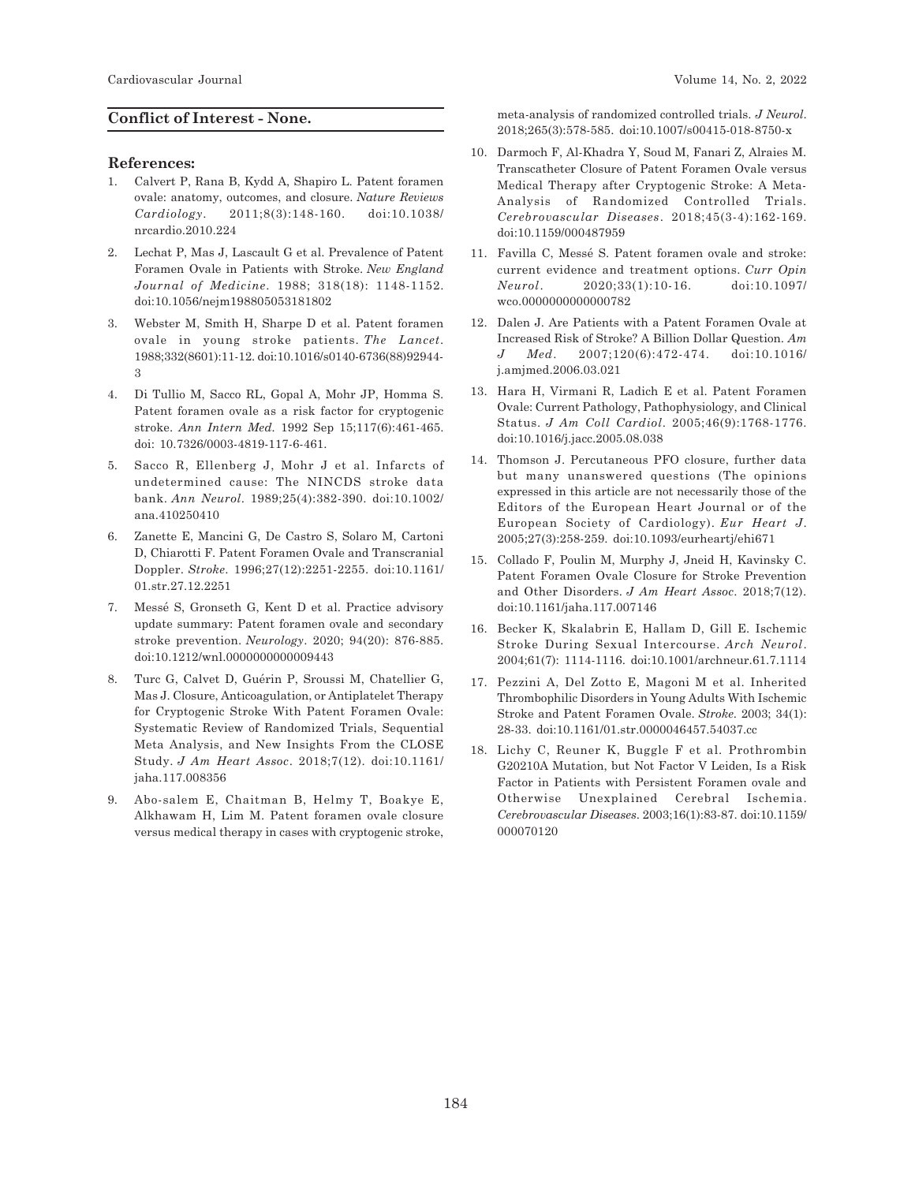## Conflict of Interest - None.

## References:

1. Calvert P, Rana B, Kydd A, Shapiro L. Patent foramen ovale: anatomy, outcomes, and closure. *Nature Reviews Cardiology*. 2011;8(3):148-160. doi:10.1038/nrcardio.2010.224
2. Lechat P, Mas J, Lascault G et al. Prevalence of Patent Foramen Ovale in Patients with Stroke. *New England Journal of Medicine*. 1988; 318(18): 1148-1152. doi:10.1056/nejm198805053181802
3. Webster M, Smith H, Sharpe D et al. Patent foramen ovale in young stroke patients. *The Lancet*. 1988;332(8601):11-12. doi:10.1016/s0140-6736(88)92944-3
4. Di Tullio M, Sacco RL, Gopal A, Mohr JP, Homma S. Patent foramen ovale as a risk factor for cryptogenic stroke. *Ann Intern Med*. 1992 Sep 15;117(6):461-465. doi: 10.7326/0003-4819-117-6-461.
5. Sacco R, Ellenberg J, Mohr J et al. Infarcts of undetermined cause: The NINCDS stroke data bank. *Ann Neurol*. 1989;25(4):382-390. doi:10.1002/ana.410250410
6. Zanette E, Mancini G, De Castro S, Solaro M, Cartoni D, Chiarotti F. Patent Foramen Ovale and Transcranial Doppler. *Stroke*. 1996;27(12):2251-2255. doi:10.1161/01.str.27.12.2251
7. Messé S, Gronseth G, Kent D et al. Practice advisory update summary: Patent foramen ovale and secondary stroke prevention. *Neurology*. 2020; 94(20): 876-885. doi:10.1212/wnl.0000000000009443
8. Turc G, Calvet D, Guérin P, Sroussi M, Chatellier G, Mas J. Closure, Anticoagulation, or Antiplatelet Therapy for Cryptogenic Stroke With Patent Foramen Ovale: Systematic Review of Randomized Trials, Sequential Meta Analysis, and New Insights From the CLOSE Study. *J Am Heart Assoc*. 2018;7(12). doi:10.1161/jaha.117.008356
9. Abo-salem E, Chaitman B, Helmy T, Boakye E, Alkhawam H, Lim M. Patent foramen ovale closure versus medical therapy in cases with cryptogenic stroke, meta-analysis of randomized controlled trials. *J Neurol*. 2018;265(3):578-585. doi:10.1007/s00415-018-8750-x
10. Darmoch F, Al-Khadra Y, Soud M, Fanari Z, Alraies M. Transcatheter Closure of Patent Foramen Ovale versus Medical Therapy after Cryptogenic Stroke: A Meta-Analysis of Randomized Controlled Trials. *Cerebrovascular Diseases*. 2018;45(3-4):162-169. doi:10.1159/000487959
11. Favilla C, Messé S. Patent foramen ovale and stroke: current evidence and treatment options. *Curr Opin Neurol*. 2020;33(1):10-16. doi:10.1097/wco.0000000000000782
12. Dalen J. Are Patients with a Patent Foramen Ovale at Increased Risk of Stroke? A Billion Dollar Question. *Am J Med*. 2007;120(6):472-474. doi:10.1016/j.amjmed.2006.03.021
13. Hara H, Virmani R, Ladich E et al. Patent Foramen Ovale: Current Pathology, Pathophysiology, and Clinical Status. *J Am Coll Cardiol*. 2005;46(9):1768-1776. doi:10.1016/j.jacc.2005.08.038
14. Thomson J. Percutaneous PFO closure, further data but many unanswered questions (The opinions expressed in this article are not necessarily those of the Editors of the European Heart Journal or of the European Society of Cardiology). *Eur Heart J*. 2005;27(3):258-259. doi:10.1093/eurheartj/ehi671
15. Collado F, Poulin M, Murphy J, Jneid H, Kavinsky C. Patent Foramen Ovale Closure for Stroke Prevention and Other Disorders. *J Am Heart Assoc*. 2018;7(12). doi:10.1161/jaha.117.007146
16. Becker K, Skalabrin E, Hallam D, Gill E. Ischemic Stroke During Sexual Intercourse. *Arch Neurol*. 2004;61(7): 1114-1116. doi:10.1001/archneur.61.7.1114
17. Pezzini A, Del Zotto E, Magoni M et al. Inherited Thrombophilic Disorders in Young Adults With Ischemic Stroke and Patent Foramen Ovale. *Stroke*. 2003; 34(1): 28-33. doi:10.1161/01.str.0000046457.54037.cc
18. Lichy C, Reuner K, Buggle F et al. Prothrombin G20210A Mutation, but Not Factor V Leiden, Is a Risk Factor in Patients with Persistent Foramen ovale and Otherwise Unexplained Cerebral Ischemia. *Cerebrovascular Diseases*. 2003;16(1):83-87. doi:10.1159/000070120